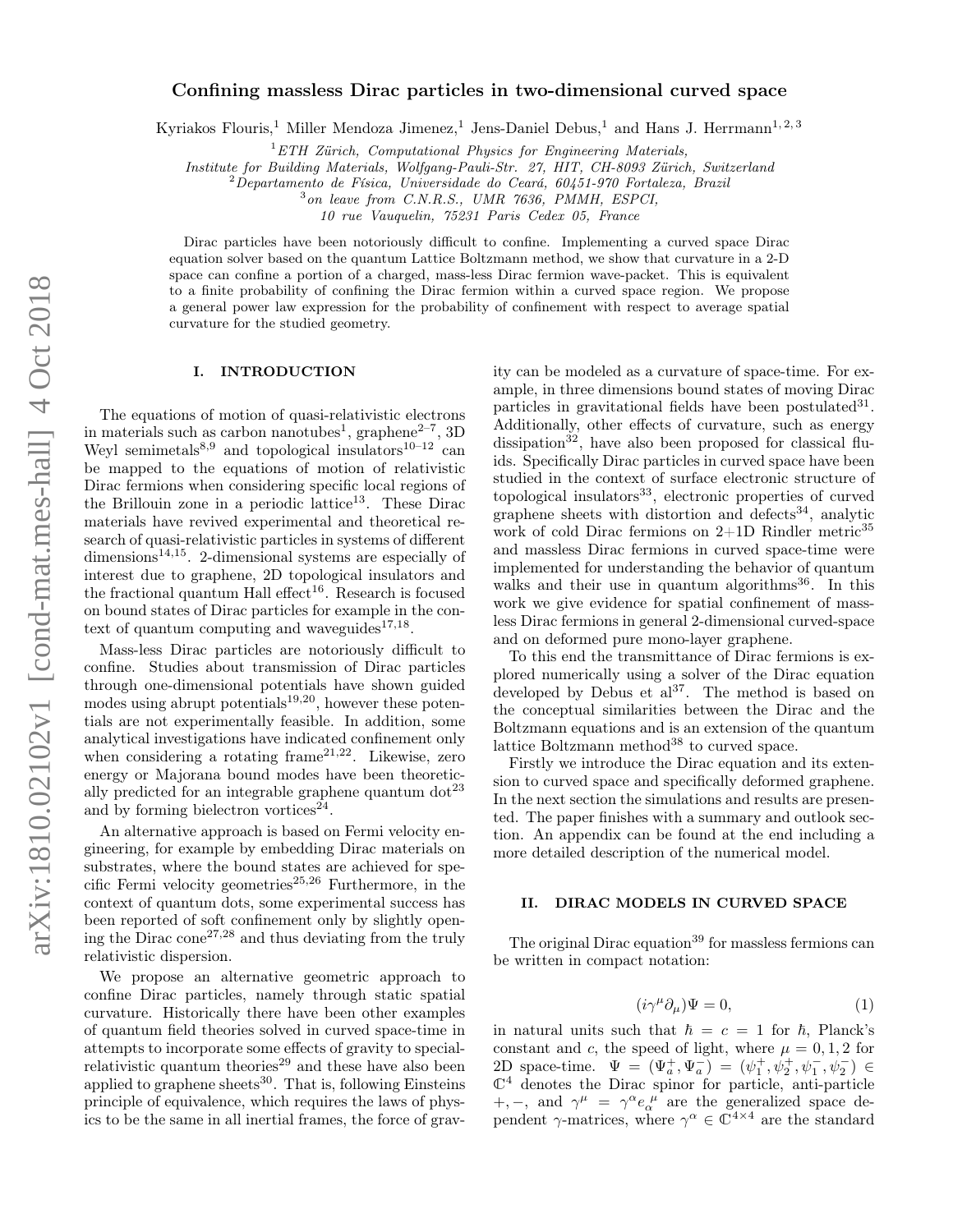# Confining massless Dirac particles in two-dimensional curved space

Kyriakos Flouris,[1] Miller Mendoza Jimenez,[1] Jens-Daniel Debus,[1] and Hans J. Herrmann[1,2,3]

[1] *ETH Zürich, Computational Physics for Engineering Materials, Institute for Building Materials, Wolfgang-Pauli-Str. 27, HIT, CH-8093 Zürich, Switzerland*
[2] *Departamento de Física, Universidade do Ceará, 60451-970 Fortaleza, Brazil*
[3] *on leave from C.N.R.S., UMR 7636, PMMH, ESPCI, 10 rue Vauquelin, 75231 Paris Cedex 05, France*

Dirac particles have been notoriously difficult to confine. Implementing a curved space Dirac equation solver based on the quantum Lattice Boltzmann method, we show that curvature in a 2-D space can confine a portion of a charged, mass-less Dirac fermion wave-packet. This is equivalent to a finite probability of confining the Dirac fermion within a curved space region. We propose a general power law expression for the probability of confinement with respect to average spatial curvature for the studied geometry.

## I. INTRODUCTION

The equations of motion of quasi-relativistic electrons in materials such as carbon nanotubes[1], graphene[2–7], 3D Weyl semimetals[8,9] and topological insulators[10–12] can be mapped to the equations of motion of relativistic Dirac fermions when considering specific local regions of the Brillouin zone in a periodic lattice[13]. These Dirac materials have revived experimental and theoretical research of quasi-relativistic particles in systems of different dimensions[14,15]. 2-dimensional systems are especially of interest due to graphene, 2D topological insulators and the fractional quantum Hall effect[16]. Research is focused on bound states of Dirac particles for example in the context of quantum computing and waveguides[17,18].

Mass-less Dirac particles are notoriously difficult to confine. Studies about transmission of Dirac particles through one-dimensional potentials have shown guided modes using abrupt potentials[19,20], however these potentials are not experimentally feasible. In addition, some analytical investigations have indicated confinement only when considering a rotating frame[21,22]. Likewise, zero energy or Majorana bound modes have been theoretically predicted for an integrable graphene quantum dot[23] and by forming bielectron vortices[24].

An alternative approach is based on Fermi velocity engineering, for example by embedding Dirac materials on substrates, where the bound states are achieved for specific Fermi velocity geometries[25,26] Furthermore, in the context of quantum dots, some experimental success has been reported of soft confinement only by slightly opening the Dirac cone[27,28] and thus deviating from the truly relativistic dispersion.

We propose an alternative geometric approach to confine Dirac particles, namely through static spatial curvature. Historically there have been other examples of quantum field theories solved in curved space-time in attempts to incorporate some effects of gravity to special-relativistic quantum theories[29] and these have also been applied to graphene sheets[30]. That is, following Einsteins principle of equivalence, which requires the laws of physics to be the same in all inertial frames, the force of gravity can be modeled as a curvature of space-time. For example, in three dimensions bound states of moving Dirac particles in gravitational fields have been postulated[31]. Additionally, other effects of curvature, such as energy dissipation[32], have also been proposed for classical fluids. Specifically Dirac particles in curved space have been studied in the context of surface electronic structure of topological insulators[33], electronic properties of curved graphene sheets with distortion and defects[34], analytic work of cold Dirac fermions on 2+1D Rindler metric[35] and massless Dirac fermions in curved space-time were implemented for understanding the behavior of quantum walks and their use in quantum algorithms[36]. In this work we give evidence for spatial confinement of massless Dirac fermions in general 2-dimensional curved-space and on deformed pure mono-layer graphene.

To this end the transmittance of Dirac fermions is explored numerically using a solver of the Dirac equation developed by Debus et al[37]. The method is based on the conceptual similarities between the Dirac and the Boltzmann equations and is an extension of the quantum lattice Boltzmann method[38] to curved space.

Firstly we introduce the Dirac equation and its extension to curved space and specifically deformed graphene. In the next section the simulations and results are presented. The paper finishes with a summary and outlook section. An appendix can be found at the end including a more detailed description of the numerical model.

## II. DIRAC MODELS IN CURVED SPACE

The original Dirac equation[39] for massless fermions can be written in compact notation:

$$(i\gamma^{\mu}\partial_{\mu})\Psi = 0, \tag{1}$$

in natural units such that $\hbar = c = 1$ for $\hbar$, Planck's constant and $c$, the speed of light, where $\mu = 0, 1, 2$ for 2D space-time. $\Psi = (\Psi_a^+, \Psi_a^-) = (\psi_1^+, \psi_2^+, \psi_1^-, \psi_2^-) \in \mathbb{C}^4$ denotes the Dirac spinor for particle, anti-particle $+, -$, and $\gamma^{\mu} = \gamma^{\alpha} e_{\alpha}^{\ \mu}$ are the generalized space dependent $\gamma$-matrices, where $\gamma^{\alpha} \in \mathbb{C}^{4\times 4}$ are the standard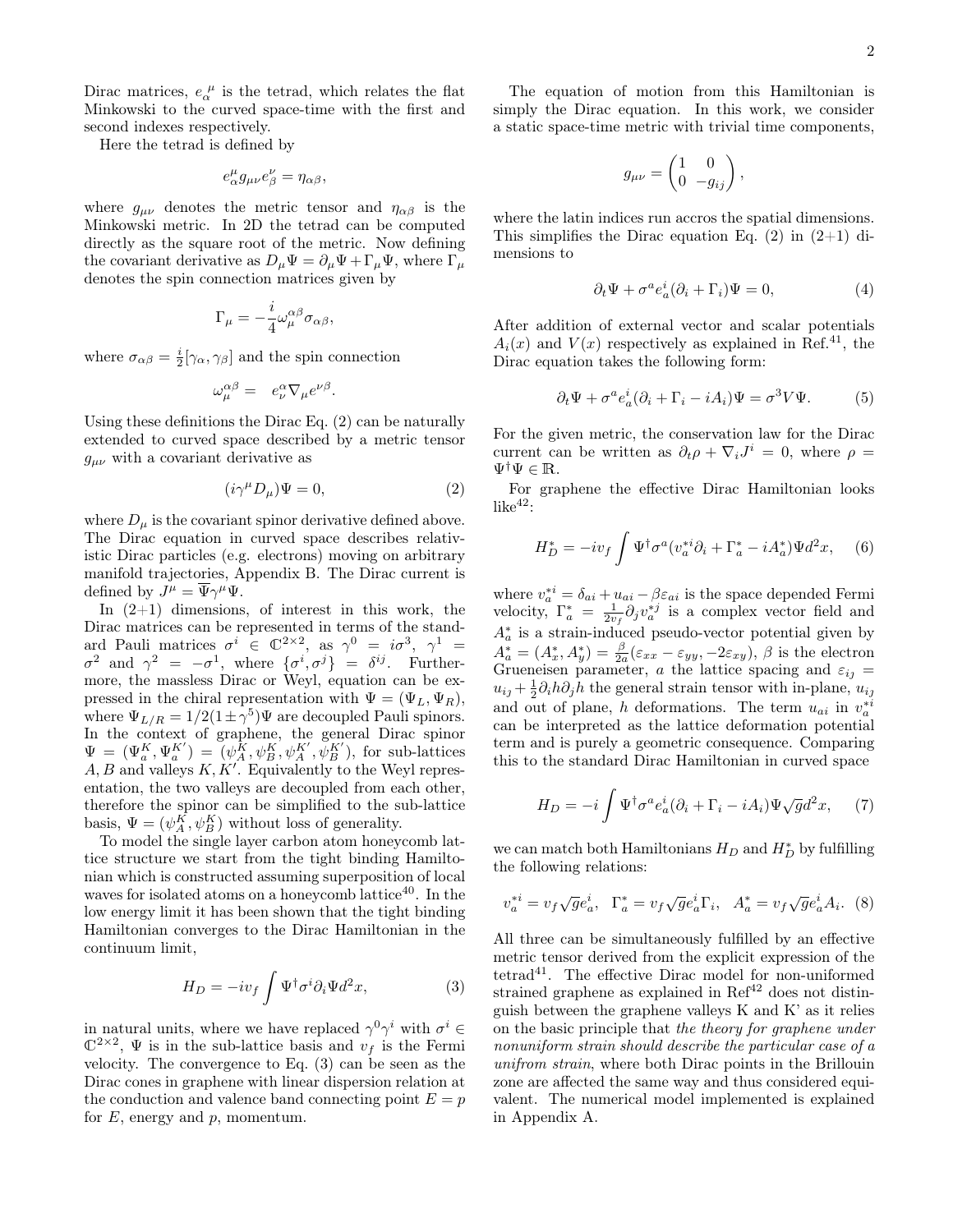Dirac matrices, $e_\alpha^{\ \mu}$ is the tetrad, which relates the flat Minkowski to the curved space-time with the first and second indexes respectively.

Here the tetrad is defined by

$$e^\mu_\alpha g_{\mu\nu} e^\nu_\beta = \eta_{\alpha\beta},$$

where $g_{\mu\nu}$ denotes the metric tensor and $\eta_{\alpha\beta}$ is the Minkowski metric. In 2D the tetrad can be computed directly as the square root of the metric. Now defining the covariant derivative as $D_\mu \Psi = \partial_\mu \Psi + \Gamma_\mu \Psi$, where $\Gamma_\mu$ denotes the spin connection matrices given by

$$\Gamma_\mu = -\frac{i}{4}\omega_\mu^{\alpha\beta}\sigma_{\alpha\beta},$$

where $\sigma_{\alpha\beta} = \frac{i}{2}[\gamma_\alpha, \gamma_\beta]$ and the spin connection

$$\omega_\mu^{\alpha\beta} = \quad e_\nu^\alpha \nabla_\mu e^{\nu\beta}.$$

Using these definitions the Dirac Eq. (2) can be naturally extended to curved space described by a metric tensor $g_{\mu\nu}$ with a covariant derivative as

$$(i\gamma^\mu D_\mu)\Psi = 0, \tag{2}$$

where $D_\mu$ is the covariant spinor derivative defined above. The Dirac equation in curved space describes relativistic Dirac particles (e.g. electrons) moving on arbitrary manifold trajectories, Appendix B. The Dirac current is defined by $J^\mu = \overline{\Psi}\gamma^\mu\Psi$.

In (2+1) dimensions, of interest in this work, the Dirac matrices can be represented in terms of the standard Pauli matrices $\sigma^i \in \mathbb{C}^{2\times 2}$, as $\gamma^0 = i\sigma^3$, $\gamma^1 = \sigma^2$ and $\gamma^2 = -\sigma^1$, where $\{\sigma^i, \sigma^j\} = \delta^{ij}$. Furthermore, the massless Dirac or Weyl, equation can be expressed in the chiral representation with $\Psi = (\Psi_L, \Psi_R)$, where $\Psi_{L/R} = 1/2(1\pm\gamma^5)\Psi$ are decoupled Pauli spinors. In the context of graphene, the general Dirac spinor $\Psi = (\Psi_a^K, \Psi_a^{K'}) = (\psi_A^K, \psi_B^K, \psi_A^{K'}, \psi_B^{K'})$, for sub-lattices $A, B$ and valleys $K, K'$. Equivalently to the Weyl representation, the two valleys are decoupled from each other, therefore the spinor can be simplified to the sub-lattice basis, $\Psi = (\psi_A^K, \psi_B^K)$ without loss of generality.

To model the single layer carbon atom honeycomb lattice structure we start from the tight binding Hamiltonian which is constructed assuming superposition of local waves for isolated atoms on a honeycomb lattice[40]. In the low energy limit it has been shown that the tight binding Hamiltonian converges to the Dirac Hamiltonian in the continuum limit,

$$H_D = -iv_f \int \Psi^\dagger \sigma^i \partial_i \Psi d^2x, \tag{3}$$

in natural units, where we have replaced $\gamma^0\gamma^i$ with $\sigma^i \in \mathbb{C}^{2\times 2}$, $\Psi$ is in the sub-lattice basis and $v_f$ is the Fermi velocity. The convergence to Eq. (3) can be seen as the Dirac cones in graphene with linear dispersion relation at the conduction and valence band connecting point $E = p$ for $E$, energy and $p$, momentum.

The equation of motion from this Hamiltonian is simply the Dirac equation. In this work, we consider a static space-time metric with trivial time components,

$$g_{\mu\nu} = \begin{pmatrix} 1 & 0 \\ 0 & -g_{ij} \end{pmatrix},$$

where the latin indices run accros the spatial dimensions. This simplifies the Dirac equation Eq. (2) in (2+1) dimensions to

$$\partial_t \Psi + \sigma^a e_a^i(\partial_i + \Gamma_i)\Psi = 0, \tag{4}$$

After addition of external vector and scalar potentials $A_i(x)$ and $V(x)$ respectively as explained in Ref.[41], the Dirac equation takes the following form:

$$\partial_t \Psi + \sigma^a e_a^i(\partial_i + \Gamma_i - iA_i)\Psi = \sigma^3 V \Psi. \tag{5}$$

For the given metric, the conservation law for the Dirac current can be written as $\partial_t \rho + \nabla_i J^i = 0$, where $\rho = \Psi^\dagger\Psi \in \mathbb{R}$.

For graphene the effective Dirac Hamiltonian looks like[42]:

$$H_D^* = -iv_f \int \Psi^\dagger \sigma^a (v_a^{*i}\partial_i + \Gamma_a^* - iA_a^*)\Psi d^2x, \tag{6}$$

where $v_a^{*i} = \delta_{ai} + u_{ai} - \beta\varepsilon_{ai}$ is the space depended Fermi velocity, $\Gamma_a^* = \frac{1}{2v_f}\partial_j v_a^{*j}$ is a complex vector field and $A_a^*$ is a strain-induced pseudo-vector potential given by $A_a^* = (A_x^*, A_y^*) = \frac{\beta}{2a}(\varepsilon_{xx} - \varepsilon_{yy}, -2\varepsilon_{xy})$, $\beta$ is the electron Grueneisen parameter, $a$ the lattice spacing and $\varepsilon_{ij} = u_{ij} + \frac{1}{2}\partial_i h \partial_j h$ the general strain tensor with in-plane, $u_{ij}$ and out of plane, $h$ deformations. The term $u_{ai}$ in $v_a^{*i}$ can be interpreted as the lattice deformation potential term and is purely a geometric consequence. Comparing this to the standard Dirac Hamiltonian in curved space

$$H_D = -i \int \Psi^\dagger \sigma^a e_a^i(\partial_i + \Gamma_i - iA_i)\Psi\sqrt{g}d^2x, \tag{7}$$

we can match both Hamiltonians $H_D$ and $H_D^*$ by fulfilling the following relations:

$$v_a^{*i} = v_f\sqrt{g}e_a^i, \quad \Gamma_a^* = v_f\sqrt{g}e_a^i\Gamma_i, \quad A_a^* = v_f\sqrt{g}e_a^i A_i. \tag{8}$$

All three can be simultaneously fulfilled by an effective metric tensor derived from the explicit expression of the tetrad[41]. The effective Dirac model for non-uniformed strained graphene as explained in Ref[42] does not distinguish between the graphene valleys K and K' as it relies on the basic principle that *the theory for graphene under nonuniform strain should describe the particular case of a unifrom strain*, where both Dirac points in the Brillouin zone are affected the same way and thus considered equivalent. The numerical model implemented is explained in Appendix A.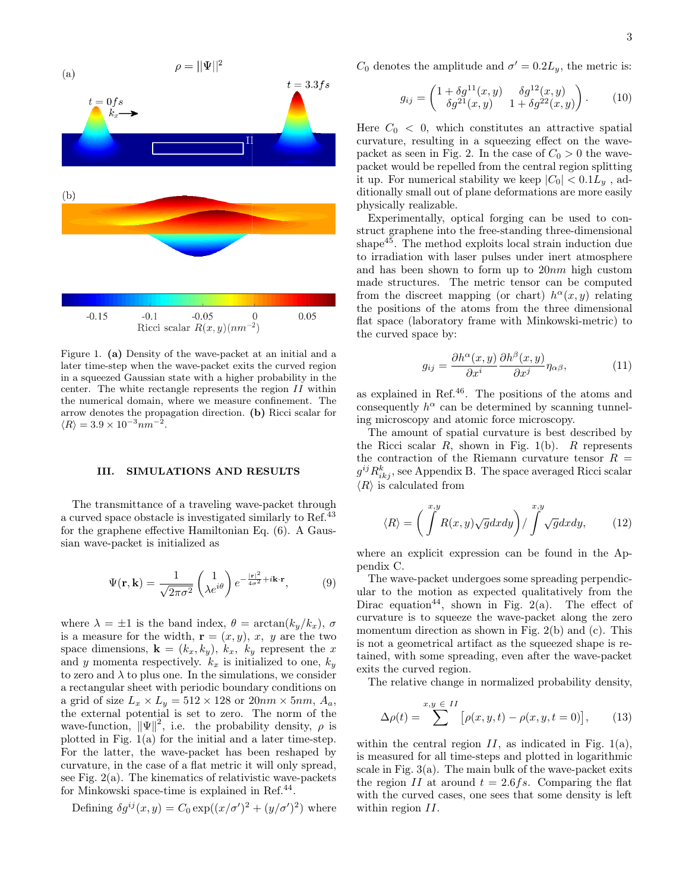Figure 1. **(a)** Density of the wave-packet at an initial and a later time-step when the wave-packet exits the curved region in a squeezed Gaussian state with a higher probability in the center. The white rectangle represents the region $II$ within the numerical domain, where we measure confinement. The arrow denotes the propagation direction. **(b)** Ricci scalar for $\langle R \rangle = 3.9 \times 10^{-3} nm^{-2}$.

## III. SIMULATIONS AND RESULTS

The transmittance of a traveling wave-packet through a curved space obstacle is investigated similarly to Ref.[43] for the graphene effective Hamiltonian Eq. (6). A Gaussian wave-packet is initialized as

$$\Psi(\mathbf{r}, \mathbf{k}) = \frac{1}{\sqrt{2\pi\sigma^2}} \begin{pmatrix} 1 \\ \lambda e^{i\theta} \end{pmatrix} e^{-\frac{|\mathbf{r}|^2}{4\sigma^2} + i\mathbf{k}\cdot\mathbf{r}}, \tag{9}$$

where $\lambda = \pm 1$ is the band index, $\theta = \arctan(k_y/k_x)$, $\sigma$ is a measure for the width, $\mathbf{r} = (x, y)$, $x$, $y$ are the two space dimensions, $\mathbf{k} = (k_x, k_y)$, $k_x$, $k_y$ represent the $x$ and $y$ momenta respectively. $k_x$ is initialized to one, $k_y$ to zero and $\lambda$ to plus one. In the simulations, we consider a rectangular sheet with periodic boundary conditions on a grid of size $L_x \times L_y = 512 \times 128$ or $20nm \times 5nm$, $A_a$, the external potential is set to zero. The norm of the wave-function, $\|\Psi\|^2$, i.e. the probability density, $\rho$ is plotted in Fig. 1(a) for the initial and a later time-step. For the latter, the wave-packet has been reshaped by curvature, in the case of a flat metric it will only spread, see Fig. 2(a). The kinematics of relativistic wave-packets for Minkowski space-time is explained in Ref.[44].

Defining $\delta g^{ij}(x, y) = C_0 \exp((x/\sigma')^2 + (y/\sigma')^2)$ where $C_0$ denotes the amplitude and $\sigma' = 0.2L_y$, the metric is:

$$g_{ij} = \begin{pmatrix} 1 + \delta g^{11}(x, y) & \delta g^{12}(x, y) \\ \delta g^{21}(x, y) & 1 + \delta g^{22}(x, y) \end{pmatrix}. \tag{10}$$

Here $C_0 < 0$, which constitutes an attractive spatial curvature, resulting in a squeezing effect on the wave-packet as seen in Fig. 2. In the case of $C_0 > 0$ the wave-packet would be repelled from the central region splitting it up. For numerical stability we keep $|C_0| < 0.1L_y$ , additionally small out of plane deformations are more easily physically realizable.

Experimentally, optical forging can be used to construct graphene into the free-standing three-dimensional shape[45]. The method exploits local strain induction due to irradiation with laser pulses under inert atmosphere and has been shown to form up to $20nm$ high custom made structures. The metric tensor can be computed from the discreet mapping (or chart) $h^\alpha(x, y)$ relating the positions of the atoms from the three dimensional flat space (laboratory frame with Minkowski-metric) to the curved space by:

$$g_{ij} = \frac{\partial h^\alpha(x, y)}{\partial x^i} \frac{\partial h^\beta(x, y)}{\partial x^j} \eta_{\alpha\beta}, \tag{11}$$

as explained in Ref.[46]. The positions of the atoms and consequently $h^\alpha$ can be determined by scanning tunneling microscopy and atomic force microscopy.

The amount of spatial curvature is best described by the Ricci scalar $R$, shown in Fig. 1(b). $R$ represents the contraction of the Riemann curvature tensor $R = g^{ij} R^k_{ikj}$, see Appendix B. The space averaged Ricci scalar $\langle R \rangle$ is calculated from

$$\langle R \rangle = \left( \int^{x,y} R(x, y)\sqrt{g} dx dy \right) / \int^{x,y} \sqrt{g} dx dy, \tag{12}$$

where an explicit expression can be found in the Appendix C.

The wave-packet undergoes some spreading perpendicular to the motion as expected qualitatively from the Dirac equation[44], shown in Fig. 2(a). The effect of curvature is to squeeze the wave-packet along the zero momentum direction as shown in Fig. 2(b) and (c). This is not a geometrical artifact as the squeezed shape is retained, with some spreading, even after the wave-packet exits the curved region.

The relative change in normalized probability density,

$$\Delta\rho(t) = \sum^{x,y \,\in\, II} \left[ \rho(x, y, t) - \rho(x, y, t = 0) \right], \tag{13}$$

within the central region $II$, as indicated in Fig. 1(a), is measured for all time-steps and plotted in logarithmic scale in Fig. 3(a). The main bulk of the wave-packet exits the region $II$ at around $t = 2.6fs$. Comparing the flat with the curved cases, one sees that some density is left within region $II$.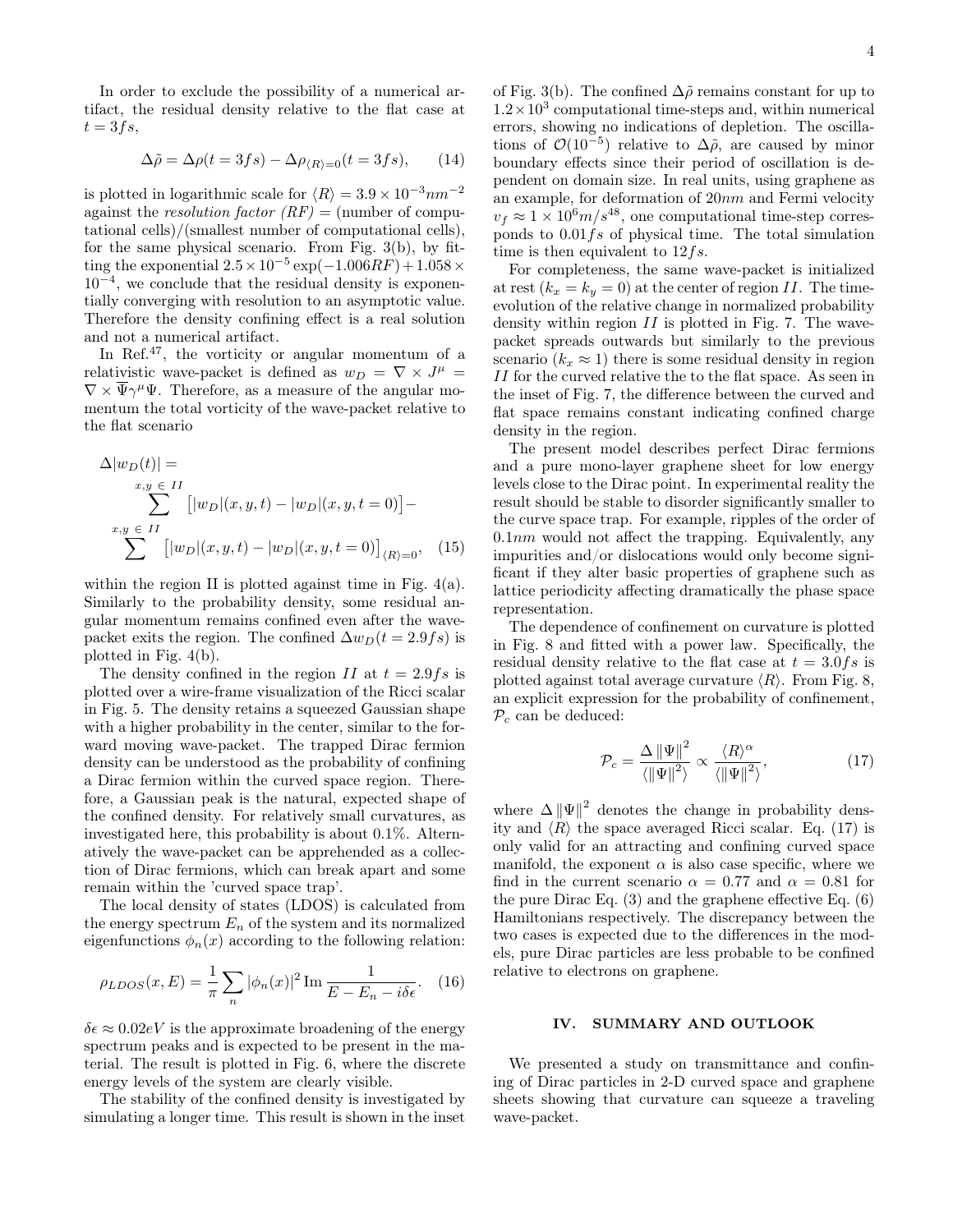In order to exclude the possibility of a numerical artifact, the residual density relative to the flat case at $t = 3fs$,

$$\Delta\tilde{\rho} = \Delta\rho(t = 3fs) - \Delta\rho_{\langle R\rangle=0}(t = 3fs), \quad (14)$$

is plotted in logarithmic scale for $\langle R\rangle = 3.9\times10^{-3}nm^{-2}$ against the *resolution factor (RF)* = (number of computational cells)/(smallest number of computational cells), for the same physical scenario. From Fig. 3(b), by fitting the exponential $2.5\times10^{-5}\exp(-1.006RF) + 1.058\times10^{-4}$, we conclude that the residual density is exponentially converging with resolution to an asymptotic value. Therefore the density confining effect is a real solution and not a numerical artifact.

In Ref.[47], the vorticity or angular momentum of a relativistic wave-packet is defined as $w_D = \nabla\times J^\mu = \nabla\times\overline{\Psi}\gamma^\mu\Psi$. Therefore, as a measure of the angular momentum the total vorticity of the wave-packet relative to the flat scenario

$$\Delta|w_D(t)| = \sum^{x,y\,\in\,II}\big[|w_D|(x,y,t) - |w_D|(x,y,t=0)\big] - \sum^{x,y\,\in\,II}\big[|w_D|(x,y,t) - |w_D|(x,y,t=0)\big]_{\langle R\rangle=0}, \quad (15)$$

within the region II is plotted against time in Fig. 4(a). Similarly to the probability density, some residual angular momentum remains confined even after the wave-packet exits the region. The confined $\Delta w_D(t = 2.9fs)$ is plotted in Fig. 4(b).

The density confined in the region $II$ at $t = 2.9fs$ is plotted over a wire-frame visualization of the Ricci scalar in Fig. 5. The density retains a squeezed Gaussian shape with a higher probability in the center, similar to the forward moving wave-packet. The trapped Dirac fermion density can be understood as the probability of confining a Dirac fermion within the curved space region. Therefore, a Gaussian peak is the natural, expected shape of the confined density. For relatively small curvatures, as investigated here, this probability is about 0.1%. Alternatively the wave-packet can be apprehended as a collection of Dirac fermions, which can break apart and some remain within the 'curved space trap'.

The local density of states (LDOS) is calculated from the energy spectrum $E_n$ of the system and its normalized eigenfunctions $\phi_n(x)$ according to the following relation:

$$\rho_{LDOS}(x,E) = \frac{1}{\pi}\sum_n |\phi_n(x)|^2\,\mathrm{Im}\,\frac{1}{E - E_n - i\delta\epsilon}. \quad (16)$$

$\delta\epsilon \approx 0.02eV$ is the approximate broadening of the energy spectrum peaks and is expected to be present in the material. The result is plotted in Fig. 6, where the discrete energy levels of the system are clearly visible.

The stability of the confined density is investigated by simulating a longer time. This result is shown in the inset of Fig. 3(b). The confined $\Delta\tilde{\rho}$ remains constant for up to $1.2\times10^3$ computational time-steps and, within numerical errors, showing no indications of depletion. The oscillations of $\mathcal{O}(10^{-5})$ relative to $\Delta\tilde{\rho}$, are caused by minor boundary effects since their period of oscillation is dependent on domain size. In real units, using graphene as an example, for deformation of $20nm$ and Fermi velocity $v_f \approx 1\times10^6 m/s$[48], one computational time-step corresponds to $0.01fs$ of physical time. The total simulation time is then equivalent to $12fs$.

For completeness, the same wave-packet is initialized at rest ($k_x = k_y = 0$) at the center of region $II$. The time-evolution of the relative change in normalized probability density within region $II$ is plotted in Fig. 7. The wave-packet spreads outwards but similarly to the previous scenario ($k_x \approx 1$) there is some residual density in region $II$ for the curved relative the to the flat space. As seen in the inset of Fig. 7, the difference between the curved and flat space remains constant indicating confined charge density in the region.

The present model describes perfect Dirac fermions and a pure mono-layer graphene sheet for low energy levels close to the Dirac point. In experimental reality the result should be stable to disorder significantly smaller to the curve space trap. For example, ripples of the order of $0.1nm$ would not affect the trapping. Equivalently, any impurities and/or dislocations would only become significant if they alter basic properties of graphene such as lattice periodicity affecting dramatically the phase space representation.

The dependence of confinement on curvature is plotted in Fig. 8 and fitted with a power law. Specifically, the residual density relative to the flat case at $t = 3.0fs$ is plotted against total average curvature $\langle R\rangle$. From Fig. 8, an explicit expression for the probability of confinement, $\mathcal{P}_c$ can be deduced:

$$\mathcal{P}_c = \frac{\Delta\|\Psi\|^2}{\langle\|\Psi\|^2\rangle} \propto \frac{\langle R\rangle^\alpha}{\langle\|\Psi\|^2\rangle}, \quad (17)$$

where $\Delta\|\Psi\|^2$ denotes the change in probability density and $\langle R\rangle$ the space averaged Ricci scalar. Eq. (17) is only valid for an attracting and confining curved space manifold, the exponent $\alpha$ is also case specific, where we find in the current scenario $\alpha = 0.77$ and $\alpha = 0.81$ for the pure Dirac Eq. (3) and the graphene effective Eq. (6) Hamiltonians respectively. The discrepancy between the two cases is expected due to the differences in the models, pure Dirac particles are less probable to be confined relative to electrons on graphene.

## IV. SUMMARY AND OUTLOOK

We presented a study on transmittance and confining of Dirac particles in 2-D curved space and graphene sheets showing that curvature can squeeze a traveling wave-packet.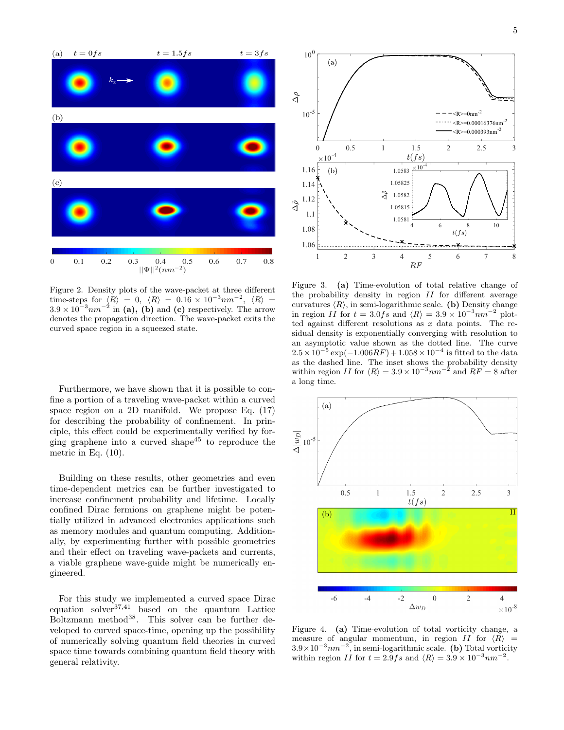Figure 2. Density plots of the wave-packet at three different time-steps for $\langle R \rangle = 0$, $\langle R \rangle = 0.16 \times 10^{-3} nm^{-2}$, $\langle R \rangle = 3.9 \times 10^{-3} nm^{-2}$ in **(a), (b)** and **(c)** respectively. The arrow denotes the propagation direction. The wave-packet exits the curved space region in a squeezed state.

Figure 3. **(a)** Time-evolution of total relative change of the probability density in region $II$ for different average curvatures $\langle R \rangle$, in semi-logarithmic scale. **(b)** Density change in region $II$ for $t = 3.0 fs$ and $\langle R \rangle = 3.9 \times 10^{-3} nm^{-2}$ plotted against different resolutions as $x$ data points. The residual density is exponentially converging with resolution to an asymptotic value shown as the dotted line. The curve $2.5 \times 10^{-5} \exp(-1.006 RF) + 1.058 \times 10^{-4}$ is fitted to the data as the dashed line. The inset shows the probability density within region $II$ for $\langle R \rangle = 3.9 \times 10^{-3} nm^{-2}$ and $RF = 8$ after a long time.

Furthermore, we have shown that it is possible to confine a portion of a traveling wave-packet within a curved space region on a 2D manifold. We propose Eq. (17) for describing the probability of confinement. In principle, this effect could be experimentally verified by forging graphene into a curved shape[45] to reproduce the metric in Eq. (10).

Building on these results, other geometries and even time-dependent metrics can be further investigated to increase confinement probability and lifetime. Locally confined Dirac fermions on graphene might be potentially utilized in advanced electronics applications such as memory modules and quantum computing. Additionally, by experimenting further with possible geometries and their effect on traveling wave-packets and currents, a viable graphene wave-guide might be numerically engineered.

For this study we implemented a curved space Dirac equation solver[37,41] based on the quantum Lattice Boltzmann method[38]. This solver can be further developed to curved space-time, opening up the possibility of numerically solving quantum field theories in curved space time towards combining quantum field theory with general relativity.

Figure 4. **(a)** Time-evolution of total vorticity change, a measure of angular momentum, in region $II$ for $\langle R \rangle = 3.9 \times 10^{-3} nm^{-2}$, in semi-logarithmic scale. **(b)** Total vorticity within region $II$ for $t = 2.9 fs$ and $\langle R \rangle = 3.9 \times 10^{-3} nm^{-2}$.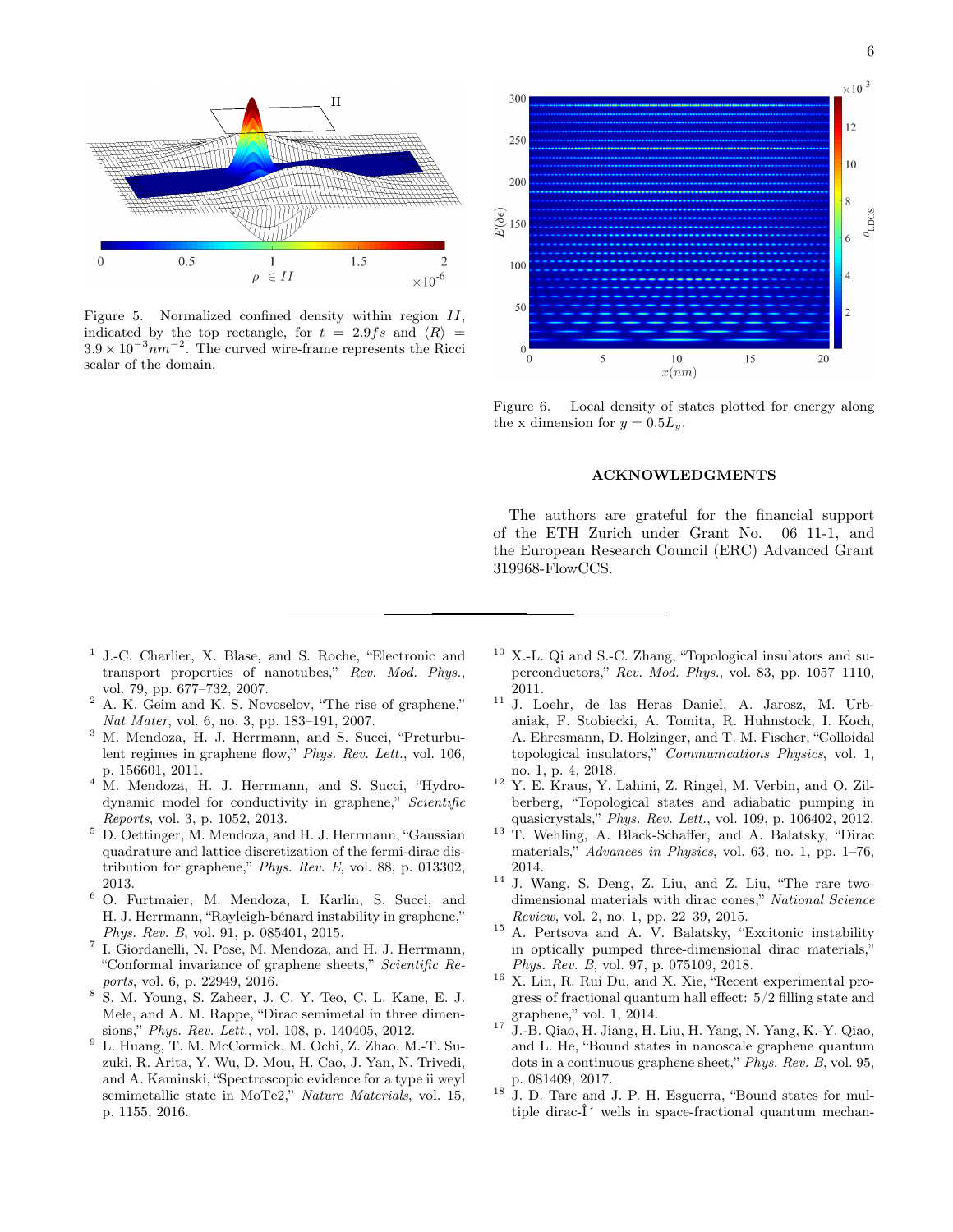Figure 5. Normalized confined density within region $II$, indicated by the top rectangle, for $t = 2.9 fs$ and $\langle R \rangle = 3.9 \times 10^{-3} nm^{-2}$. The curved wire-frame represents the Ricci scalar of the domain.

Figure 6. Local density of states plotted for energy along the x dimension for $y = 0.5 L_y$.

## ACKNOWLEDGMENTS

The authors are grateful for the financial support of the ETH Zurich under Grant No. 06 11-1, and the European Research Council (ERC) Advanced Grant 319968-FlowCCS.

---

[1] J.-C. Charlier, X. Blase, and S. Roche, "Electronic and transport properties of nanotubes," *Rev. Mod. Phys.*, vol. 79, pp. 677–732, 2007.

[2] A. K. Geim and K. S. Novoselov, "The rise of graphene," *Nat Mater*, vol. 6, no. 3, pp. 183–191, 2007.

[3] M. Mendoza, H. J. Herrmann, and S. Succi, "Preturbulent regimes in graphene flow," *Phys. Rev. Lett.*, vol. 106, p. 156601, 2011.

[4] M. Mendoza, H. J. Herrmann, and S. Succi, "Hydrodynamic model for conductivity in graphene," *Scientific Reports*, vol. 3, p. 1052, 2013.

[5] D. Oettinger, M. Mendoza, and H. J. Herrmann, "Gaussian quadrature and lattice discretization of the fermi-dirac distribution for graphene," *Phys. Rev. E*, vol. 88, p. 013302, 2013.

[6] O. Furtmaier, M. Mendoza, I. Karlin, S. Succi, and H. J. Herrmann, "Rayleigh-bénard instability in graphene," *Phys. Rev. B*, vol. 91, p. 085401, 2015.

[7] I. Giordanelli, N. Pose, M. Mendoza, and H. J. Herrmann, "Conformal invariance of graphene sheets," *Scientific Reports*, vol. 6, p. 22949, 2016.

[8] S. M. Young, S. Zaheer, J. C. Y. Teo, C. L. Kane, E. J. Mele, and A. M. Rappe, "Dirac semimetal in three dimensions," *Phys. Rev. Lett.*, vol. 108, p. 140405, 2012.

[9] L. Huang, T. M. McCormick, M. Ochi, Z. Zhao, M.-T. Suzuki, R. Arita, Y. Wu, D. Mou, H. Cao, J. Yan, N. Trivedi, and A. Kaminski, "Spectroscopic evidence for a type ii weyl semimetallic state in MoTe2," *Nature Materials*, vol. 15, p. 1155, 2016.

[10] X.-L. Qi and S.-C. Zhang, "Topological insulators and superconductors," *Rev. Mod. Phys.*, vol. 83, pp. 1057–1110, 2011.

[11] J. Loehr, de las Heras Daniel, A. Jarosz, M. Urbaniak, F. Stobiecki, A. Tomita, R. Huhnstock, I. Koch, A. Ehresmann, D. Holzinger, and T. M. Fischer, "Colloidal topological insulators," *Communications Physics*, vol. 1, no. 1, p. 4, 2018.

[12] Y. E. Kraus, Y. Lahini, Z. Ringel, M. Verbin, and O. Zilberberg, "Topological states and adiabatic pumping in quasicrystals," *Phys. Rev. Lett.*, vol. 109, p. 106402, 2012.

[13] T. Wehling, A. Black-Schaffer, and A. Balatsky, "Dirac materials," *Advances in Physics*, vol. 63, no. 1, pp. 1–76, 2014.

[14] J. Wang, S. Deng, Z. Liu, and Z. Liu, "The rare two-dimensional materials with dirac cones," *National Science Review*, vol. 2, no. 1, pp. 22–39, 2015.

[15] A. Pertsova and A. V. Balatsky, "Excitonic instability in optically pumped three-dimensional dirac materials," *Phys. Rev. B*, vol. 97, p. 075109, 2018.

[16] X. Lin, R. Rui Du, and X. Xie, "Recent experimental progress of fractional quantum hall effect: 5/2 filling state and graphene," vol. 1, 2014.

[17] J.-B. Qiao, H. Jiang, H. Liu, H. Yang, N. Yang, K.-Y. Qiao, and L. He, "Bound states in nanoscale graphene quantum dots in a continuous graphene sheet," *Phys. Rev. B*, vol. 95, p. 081409, 2017.

[18] J. D. Tare and J. P. H. Esguerra, "Bound states for multiple dirac-Î´ wells in space-fractional quantum mechan-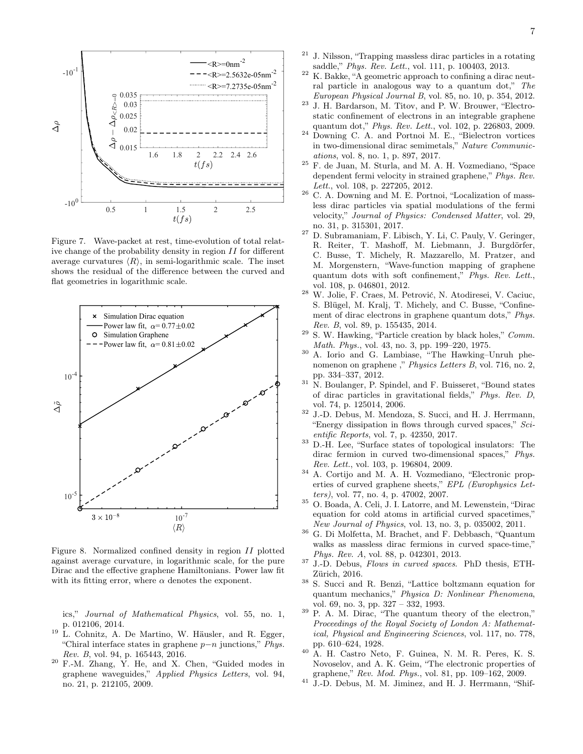Figure 7. Wave-packet at rest, time-evolution of total relative change of the probability density in region $II$ for different average curvatures $\langle R \rangle$, in semi-logarithmic scale. The inset shows the residual of the difference between the curved and flat geometries in logarithmic scale.

Figure 8. Normalized confined density in region $II$ plotted against average curvature, in logarithmic scale, for the pure Dirac and the effective graphene Hamiltonians. Power law fit with its fitting error, where $\alpha$ denotes the exponent.

ics," *Journal of Mathematical Physics*, vol. 55, no. 1, p. 012106, 2014.

[19] L. Cohnitz, A. De Martino, W. Häusler, and R. Egger, "Chiral interface states in graphene $p-n$ junctions," *Phys. Rev. B*, vol. 94, p. 165443, 2016.

[20] F.-M. Zhang, Y. He, and X. Chen, "Guided modes in graphene waveguides," *Applied Physics Letters*, vol. 94, no. 21, p. 212105, 2009.

[21] J. Nilsson, "Trapping massless dirac particles in a rotating saddle," *Phys. Rev. Lett.*, vol. 111, p. 100403, 2013.

[22] K. Bakke, "A geometric approach to confining a dirac neutral particle in analogous way to a quantum dot," *The European Physical Journal B*, vol. 85, no. 10, p. 354, 2012.

[23] J. H. Bardarson, M. Titov, and P. W. Brouwer, "Electrostatic confinement of electrons in an integrable graphene quantum dot," *Phys. Rev. Lett.*, vol. 102, p. 226803, 2009.

[24] Downing C. A. and Portnoi M. E., "Bielectron vortices in two-dimensional dirac semimetals," *Nature Communications*, vol. 8, no. 1, p. 897, 2017.

[25] F. de Juan, M. Sturla, and M. A. H. Vozmediano, "Space dependent fermi velocity in strained graphene," *Phys. Rev. Lett.*, vol. 108, p. 227205, 2012.

[26] C. A. Downing and M. E. Portnoi, "Localization of massless dirac particles via spatial modulations of the fermi velocity," *Journal of Physics: Condensed Matter*, vol. 29, no. 31, p. 315301, 2017.

[27] D. Subramaniam, F. Libisch, Y. Li, C. Pauly, V. Geringer, R. Reiter, T. Mashoff, M. Liebmann, J. Burgdörfer, C. Busse, T. Michely, R. Mazzarello, M. Pratzer, and M. Morgenstern, "Wave-function mapping of graphene quantum dots with soft confinement," *Phys. Rev. Lett.*, vol. 108, p. 046801, 2012.

[28] W. Jolie, F. Craes, M. Petrović, N. Atodiresei, V. Caciuc, S. Blügel, M. Kralj, T. Michely, and C. Busse, "Confinement of dirac electrons in graphene quantum dots," *Phys. Rev. B*, vol. 89, p. 155435, 2014.

[29] S. W. Hawking, "Particle creation by black holes," *Comm. Math. Phys.*, vol. 43, no. 3, pp. 199–220, 1975.

[30] A. Iorio and G. Lambiase, "The Hawking–Unruh phenomenon on graphene ," *Physics Letters B*, vol. 716, no. 2, pp. 334–337, 2012.

[31] N. Boulanger, P. Spindel, and F. Buisseret, "Bound states of dirac particles in gravitational fields," *Phys. Rev. D*, vol. 74, p. 125014, 2006.

[32] J.-D. Debus, M. Mendoza, S. Succi, and H. J. Herrmann, "Energy dissipation in flows through curved spaces," *Scientific Reports*, vol. 7, p. 42350, 2017.

[33] D.-H. Lee, "Surface states of topological insulators: The dirac fermion in curved two-dimensional spaces," *Phys. Rev. Lett.*, vol. 103, p. 196804, 2009.

[34] A. Cortijo and M. A. H. Vozmediano, "Electronic properties of curved graphene sheets," *EPL (Europhysics Letters)*, vol. 77, no. 4, p. 47002, 2007.

[35] O. Boada, A. Celi, J. I. Latorre, and M. Lewenstein, "Dirac equation for cold atoms in artificial curved spacetimes," *New Journal of Physics*, vol. 13, no. 3, p. 035002, 2011.

[36] G. Di Molfetta, M. Brachet, and F. Debbasch, "Quantum walks as massless dirac fermions in curved space-time," *Phys. Rev. A*, vol. 88, p. 042301, 2013.

[37] J.-D. Debus, *Flows in curved spaces*. PhD thesis, ETH-Zürich, 2016.

[38] S. Succi and R. Benzi, "Lattice boltzmann equation for quantum mechanics," *Physica D: Nonlinear Phenomena*, vol. 69, no. 3, pp. 327 – 332, 1993.

[39] P. A. M. Dirac, "The quantum theory of the electron," *Proceedings of the Royal Society of London A: Mathematical, Physical and Engineering Sciences*, vol. 117, no. 778, pp. 610–624, 1928.

[40] A. H. Castro Neto, F. Guinea, N. M. R. Peres, K. S. Novoselov, and A. K. Geim, "The electronic properties of graphene," *Rev. Mod. Phys.*, vol. 81, pp. 109–162, 2009.

[41] J.-D. Debus, M. M. Jiminez, and H. J. Herrmann, "Shif-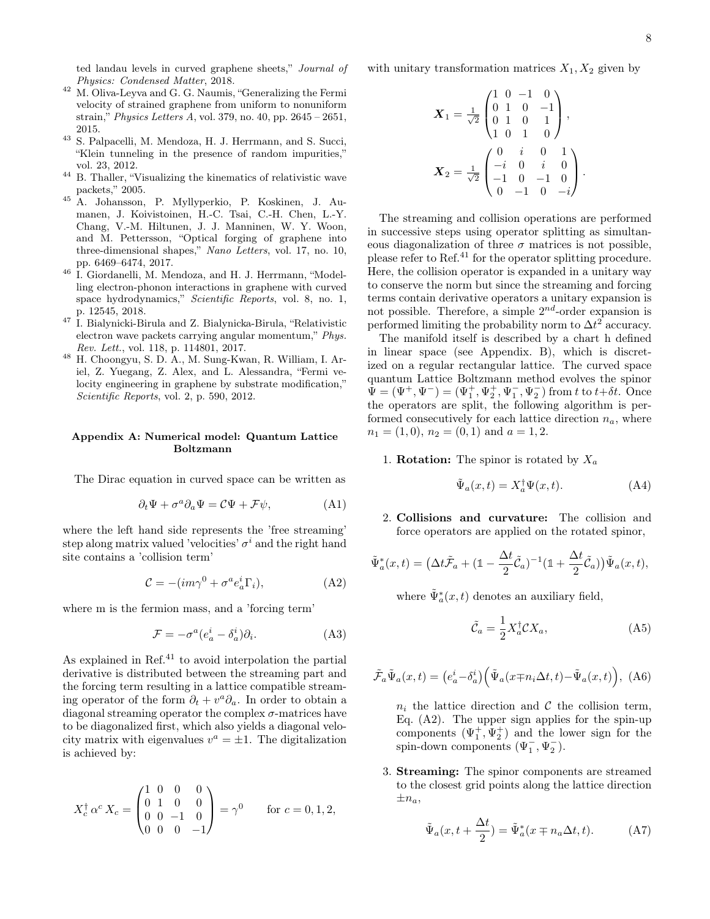ted landau levels in curved graphene sheets," *Journal of Physics: Condensed Matter*, 2018.

[42] M. Oliva-Leyva and G. G. Naumis, "Generalizing the Fermi velocity of strained graphene from uniform to nonuniform strain," *Physics Letters A*, vol. 379, no. 40, pp. 2645 – 2651, 2015.

[43] S. Palpacelli, M. Mendoza, H. J. Herrmann, and S. Succi, "Klein tunneling in the presence of random impurities," vol. 23, 2012.

[44] B. Thaller, "Visualizing the kinematics of relativistic wave packets," 2005.

[45] A. Johansson, P. Myllyperkio, P. Koskinen, J. Aumanen, J. Koivistoinen, H.-C. Tsai, C.-H. Chen, L.-Y. Chang, V.-M. Hiltunen, J. J. Manninen, W. Y. Woon, and M. Pettersson, "Optical forging of graphene into three-dimensional shapes," *Nano Letters*, vol. 17, no. 10, pp. 6469–6474, 2017.

[46] I. Giordanelli, M. Mendoza, and H. J. Herrmann, "Modelling electron-phonon interactions in graphene with curved space hydrodynamics," *Scientific Reports*, vol. 8, no. 1, p. 12545, 2018.

[47] I. Bialynicki-Birula and Z. Bialynicka-Birula, "Relativistic electron wave packets carrying angular momentum," *Phys. Rev. Lett.*, vol. 118, p. 114801, 2017.

[48] H. Choongyu, S. D. A., M. Sung-Kwan, R. William, I. Ariel, Z. Yuegang, Z. Alex, and L. Alessandra, "Fermi velocity engineering in graphene by substrate modification," *Scientific Reports*, vol. 2, p. 590, 2012.

## Appendix A: Numerical model: Quantum Lattice Boltzmann

The Dirac equation in curved space can be written as

$$\partial_t \Psi + \sigma^a \partial_a \Psi = \mathcal{C}\Psi + \mathcal{F}\psi, \tag{A1}$$

where the left hand side represents the 'free streaming' step along matrix valued 'velocities' $\sigma^i$ and the right hand site contains a 'collision term'

$$\mathcal{C} = -(im\gamma^0 + \sigma^a e_a^i \Gamma_i), \tag{A2}$$

where m is the fermion mass, and a 'forcing term'

$$\mathcal{F} = -\sigma^a (e_a^i - \delta_a^i)\partial_i. \tag{A3}$$

As explained in Ref.[41] to avoid interpolation the partial derivative is distributed between the streaming part and the forcing term resulting in a lattice compatible streaming operator of the form $\partial_t + v^a \partial_a$. In order to obtain a diagonal streaming operator the complex $\sigma$-matrices have to be diagonalized first, which also yields a diagonal velocity matrix with eigenvalues $v^a = \pm 1$. The digitalization is achieved by:

$$X_c^\dagger \, \alpha^c \, X_c = \begin{pmatrix} 1 & 0 & 0 & 0 \\ 0 & 1 & 0 & 0 \\ 0 & 0 & -1 & 0 \\ 0 & 0 & 0 & -1 \end{pmatrix} = \gamma^0 \qquad \text{for } c = 0,1,2,$$

with unitary transformation matrices $X_1, X_2$ given by

$$\boldsymbol{X}_1 = \tfrac{1}{\sqrt{2}} \begin{pmatrix} 1 & 0 & -1 & 0 \\ 0 & 1 & 0 & -1 \\ 0 & 1 & 0 & 1 \\ 1 & 0 & 1 & 0 \end{pmatrix},$$

$$\boldsymbol{X}_2 = \tfrac{1}{\sqrt{2}} \begin{pmatrix} 0 & i & 0 & 1 \\ -i & 0 & i & 0 \\ -1 & 0 & -1 & 0 \\ 0 & -1 & 0 & -i \end{pmatrix}.$$

The streaming and collision operations are performed in successive steps using operator splitting as simultaneous diagonalization of three $\sigma$ matrices is not possible, please refer to Ref.[41] for the operator splitting procedure. Here, the collision operator is expanded in a unitary way to conserve the norm but since the streaming and forcing terms contain derivative operators a unitary expansion is not possible. Therefore, a simple $2^{nd}$-order expansion is performed limiting the probability norm to $\Delta t^2$ accuracy.

The manifold itself is described by a chart h defined in linear space (see Appendix. B), which is discretized on a regular rectangular lattice. The curved space quantum Lattice Boltzmann method evolves the spinor $\Psi = (\Psi^+, \Psi^-) = (\Psi_1^+, \Psi_2^+, \Psi_1^-, \Psi_2^-)$ from $t$ to $t+\delta t$. Once the operators are split, the following algorithm is performed consecutively for each lattice direction $n_a$, where $n_1 = (1,0)$, $n_2 = (0,1)$ and $a = 1,2$.

1. **Rotation:** The spinor is rotated by $X_a$

$$\tilde{\Psi}_a(x,t) = X_a^\dagger \Psi(x,t). \tag{A4}$$

2. **Collisions and curvature:** The collision and force operators are applied on the rotated spinor,

$$\tilde{\Psi}_a^*(x,t) = \big(\Delta t \tilde{\mathcal{F}}_a + (\mathbb{1} - \frac{\Delta t}{2}\tilde{\mathcal{C}}_a)^{-1}(\mathbb{1} + \frac{\Delta t}{2}\tilde{\mathcal{C}}_a)\big)\tilde{\Psi}_a(x,t),$$

   where $\tilde{\Psi}_a^*(x,t)$ denotes an auxiliary field,

$$\tilde{\mathcal{C}}_a = \frac{1}{2} X_a^\dagger \mathcal{C} X_a, \tag{A5}$$

$$\tilde{\mathcal{F}}_a \tilde{\Psi}_a(x,t) = \big(e_a^i - \delta_a^i\big)\Big(\tilde{\Psi}_a(x \mp n_i \Delta t, t) - \tilde{\Psi}_a(x,t)\Big), \tag{A6}$$

   $n_i$ the lattice direction and $\mathcal{C}$ the collision term, Eq. (A2). The upper sign applies for the spin-up components $(\Psi_1^+, \Psi_2^+)$ and the lower sign for the spin-down components $(\Psi_1^-, \Psi_2^-)$.

3. **Streaming:** The spinor components are streamed to the closest grid points along the lattice direction $\pm n_a$,

$$\tilde{\Psi}_a(x, t + \frac{\Delta t}{2}) = \tilde{\Psi}_a^*(x \mp n_a \Delta t, t). \tag{A7}$$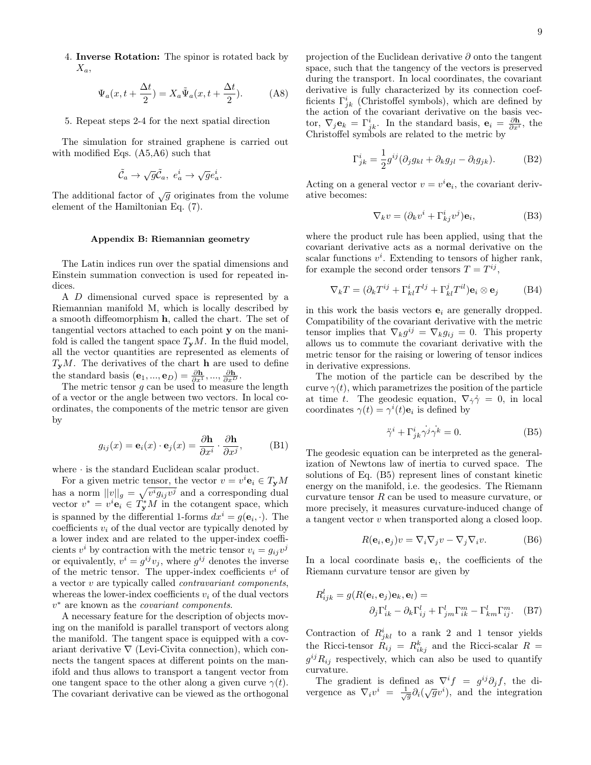4. **Inverse Rotation:** The spinor is rotated back by $X_a$,

$$\Psi_a(x, t + \frac{\Delta t}{2}) = X_a \tilde{\Psi}_a(x, t + \frac{\Delta t}{2}). \tag{A8}$$

5. Repeat steps 2-4 for the next spatial direction

The simulation for strained graphene is carried out with modified Eqs. (A5,A6) such that

$$\tilde{\mathcal{C}}_a \to \sqrt{g}\tilde{\mathcal{C}}_a,\ e^i_a \to \sqrt{g} e^i_a.$$

The additional factor of $\sqrt{g}$ originates from the volume element of the Hamiltonian Eq. (7).

## Appendix B: Riemannian geometry

The Latin indices run over the spatial dimensions and Einstein summation convection is used for repeated indices.

A $D$ dimensional curved space is represented by a Riemannian manifold M, which is locally described by a smooth diffeomorphism $\mathbf{h}$, called the chart. The set of tangential vectors attached to each point $\mathbf{y}$ on the manifold is called the tangent space $T_\mathbf{y}M$. In the fluid model, all the vector quantities are represented as elements of $T_\mathbf{y}M$. The derivatives of the chart $\mathbf{h}$ are used to define the standard basis $(\mathbf{e}_1, ..., \mathbf{e}_D) = \frac{\partial \mathbf{h}}{\partial x^1}, ..., \frac{\partial \mathbf{h}}{\partial x^D}$.

The metric tensor $g$ can be used to measure the length of a vector or the angle between two vectors. In local coordinates, the components of the metric tensor are given by

$$g_{ij}(x) = \mathbf{e}_i(x) \cdot \mathbf{e}_j(x) = \frac{\partial \mathbf{h}}{\partial x^i} \cdot \frac{\partial \mathbf{h}}{\partial x^j}, \tag{B1}$$

where $\cdot$ is the standard Euclidean scalar product.

For a given metric tensor, the vector $v = v^i \mathbf{e}_i \in T_\mathbf{y}M$ has a norm $||v||_g = \sqrt{v^i g_{ij} v^j}$ and a corresponding dual vector $v^* = v^i \mathbf{e}_i \in T^*_\mathbf{y}M$ in the cotangent space, which is spanned by the differential 1-forms $dx^i = g(\mathbf{e}_i, \cdot)$. The coefficients $v_i$ of the dual vector are typically denoted by a lower index and are related to the upper-index coefficients $v^i$ by contraction with the metric tensor $v_i = g_{ij}v^j$ or equivalently, $v^i = g^{ij}v_j$, where $g^{ij}$ denotes the inverse of the metric tensor. The upper-index coefficients $v^i$ of a vector $v$ are typically called *contravariant components*, whereas the lower-index coefficients $v_i$ of the dual vectors $v^*$ are known as the *covariant components*.

A necessary feature for the description of objects moving on the manifold is parallel transport of vectors along the manifold. The tangent space is equipped with a covariant derivative $\nabla$ (Levi-Civita connection), which connects the tangent spaces at different points on the manifold and thus allows to transport a tangent vector from one tangent space to the other along a given curve $\gamma(t)$. The covariant derivative can be viewed as the orthogonal projection of the Euclidean derivative $\partial$ onto the tangent space, such that the tangency of the vectors is preserved during the transport. In local coordinates, the covariant derivative is fully characterized by its connection coefficients $\Gamma^i_{jk}$ (Christoffel symbols), which are defined by the action of the covariant derivative on the basis vector, $\nabla_j \mathbf{e}_k = \Gamma^i_{jk}$. In the standard basis, $\mathbf{e}_i = \frac{\partial \mathbf{h}}{\partial x^i}$, the Christoffel symbols are related to the metric by

$$\Gamma^i_{jk} = \frac{1}{2} g^{ij}(\partial_j g_{kl} + \partial_k g_{jl} - \partial_l g_{jk}). \tag{B2}$$

Acting on a general vector $v = v^i \mathbf{e}_i$, the covariant derivative becomes:

$$\nabla_k v = (\partial_k v^i + \Gamma^i_{kj} v^j)\mathbf{e}_i, \tag{B3}$$

where the product rule has been applied, using that the covariant derivative acts as a normal derivative on the scalar functions $v^i$. Extending to tensors of higher rank, for example the second order tensors $T = T^{ij}$,

$$\nabla_k T = (\partial_k T^{ij} + \Gamma^i_{kl} T^{lj} + \Gamma^j_{kl} T^{il})\mathbf{e}_i \otimes \mathbf{e}_j \tag{B4}$$

in this work the basis vectors $\mathbf{e}_i$ are generally dropped. Compatibility of the covariant derivative with the metric tensor implies that $\nabla_k g^{ij} = \nabla_k g_{ij} = 0$. This property allows us to commute the covariant derivative with the metric tensor for the raising or lowering of tensor indices in derivative expressions.

The motion of the particle can be described by the curve $\gamma(t)$, which parametrizes the position of the particle at time $t$. The geodesic equation, $\nabla_{\dot{\gamma}} \dot{\gamma} = 0$, in local coordinates $\gamma(t) = \gamma^i(t)\mathbf{e}_i$ is defined by

$$\ddot{\gamma}^i + \Gamma^i_{jk} \dot{\gamma^j} \dot{\gamma^k} = 0. \tag{B5}$$

The geodesic equation can be interpreted as the generalization of Newtons law of inertia to curved space. The solutions of Eq. (B5) represent lines of constant kinetic energy on the manifold, i.e. the geodesics. The Riemann curvature tensor $R$ can be used to measure curvature, or more precisely, it measures curvature-induced change of a tangent vector $v$ when transported along a closed loop.

$$R(\mathbf{e}_i, \mathbf{e}_j)v = \nabla_i \nabla_j v - \nabla_j \nabla_i v. \tag{B6}$$

In a local coordinate basis $\mathbf{e}_i$, the coefficients of the Riemann curvature tensor are given by

$$\begin{aligned} R^l_{ijk} = g(R(\mathbf{e}_i, \mathbf{e}_j)\mathbf{e}_k, \mathbf{e}_l) = \\ \partial_j \Gamma^l_{ik} - \partial_k \Gamma^l_{ij} + \Gamma^l_{jm}\Gamma^m_{ik} - \Gamma^l_{km}\Gamma^m_{ij}. \end{aligned} \tag{B7}$$

Contraction of $R^i_{jkl}$ to a rank 2 and 1 tensor yields the Ricci-tensor $R_{ij} = R^k_{ikj}$ and the Ricci-scalar $R = g^{ij}R_{ij}$ respectively, which can also be used to quantify curvature.

The gradient is defined as $\nabla^i f = g^{ij}\partial_j f$, the divergence as $\nabla_i v^i = \frac{1}{\sqrt{g}}\partial_i(\sqrt{g}v^i)$, and the integration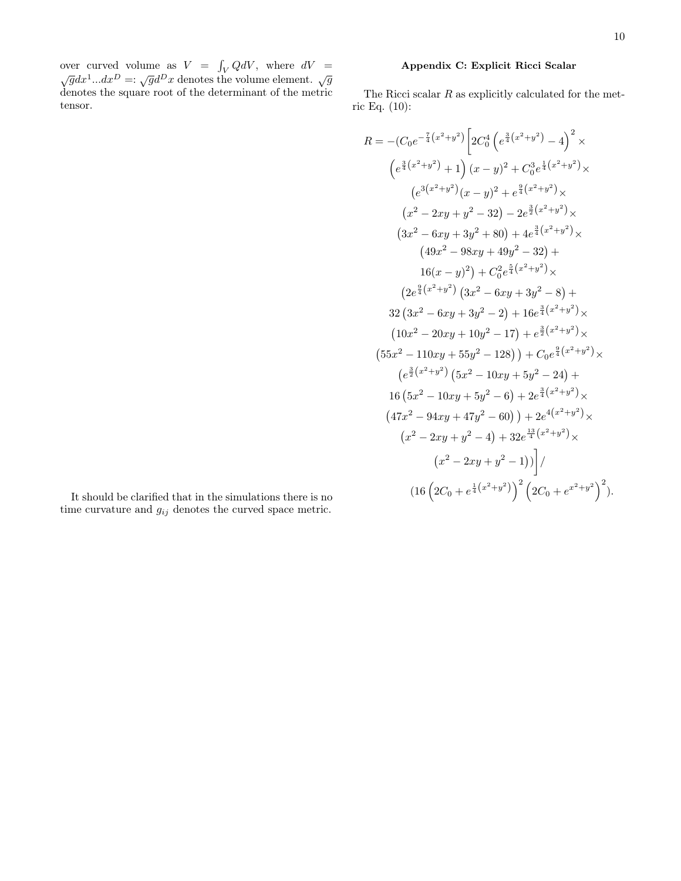over curved volume as $V = \int_V Q dV$, where $dV = \sqrt{g} dx^1 ... dx^D =: \sqrt{g} d^D x$ denotes the volume element. $\sqrt{g}$ denotes the square root of the determinant of the metric tensor.

It should be clarified that in the simulations there is no time curvature and $g_{ij}$ denotes the curved space metric.

### Appendix C: Explicit Ricci Scalar

The Ricci scalar $R$ as explicitly calculated for the metric Eq. (10):

$$
\begin{aligned}
R = -(C_0 e^{-\frac{7}{4}(x^2+y^2)} \Big[ & 2C_0^4 \left(e^{\frac{3}{4}(x^2+y^2)} - 4\right)^2 \times \\
& \left(e^{\frac{3}{4}(x^2+y^2)} + 1\right)(x-y)^2 + C_0^3 e^{\frac{1}{4}(x^2+y^2)} \times \\
& \left(e^{3(x^2+y^2)}(x-y)^2 + e^{\frac{9}{4}(x^2+y^2)} \times\right. \\
& \left(x^2 - 2xy + y^2 - 32\right) - 2e^{\frac{3}{2}(x^2+y^2)} \times \\
& \left(3x^2 - 6xy + 3y^2 + 80\right) + 4e^{\frac{3}{4}(x^2+y^2)} \times \\
& \left(49x^2 - 98xy + 49y^2 - 32\right) + \\
& \left. 16(x-y)^2\right) + C_0^2 e^{\frac{5}{4}(x^2+y^2)} \times \\
& \left(2e^{\frac{9}{4}(x^2+y^2)}\left(3x^2 - 6xy + 3y^2 - 8\right) + \right. \\
& 32\left(3x^2 - 6xy + 3y^2 - 2\right) + 16e^{\frac{3}{4}(x^2+y^2)} \times \\
& \left(10x^2 - 20xy + 10y^2 - 17\right) + e^{\frac{3}{2}(x^2+y^2)} \times \\
& \left.\left(55x^2 - 110xy + 55y^2 - 128\right)\right) + C_0 e^{\frac{9}{4}(x^2+y^2)} \times \\
& \left(e^{\frac{3}{2}(x^2+y^2)}\left(5x^2 - 10xy + 5y^2 - 24\right) + \right. \\
& 16\left(5x^2 - 10xy + 5y^2 - 6\right) + 2e^{\frac{3}{4}(x^2+y^2)} \times \\
& \left.\left(47x^2 - 94xy + 47y^2 - 60\right)\right) + 2e^{4(x^2+y^2)} \times \\
& \left(x^2 - 2xy + y^2 - 4\right) + 32e^{\frac{13}{4}(x^2+y^2)} \times \\
& \left.\left(x^2 - 2xy + y^2 - 1\right)\right) \Big] / \\
& (16\left(2C_0 + e^{\frac{1}{4}(x^2+y^2)}\right)^2 \left(2C_0 + e^{x^2+y^2}\right)^2).
\end{aligned}
$$